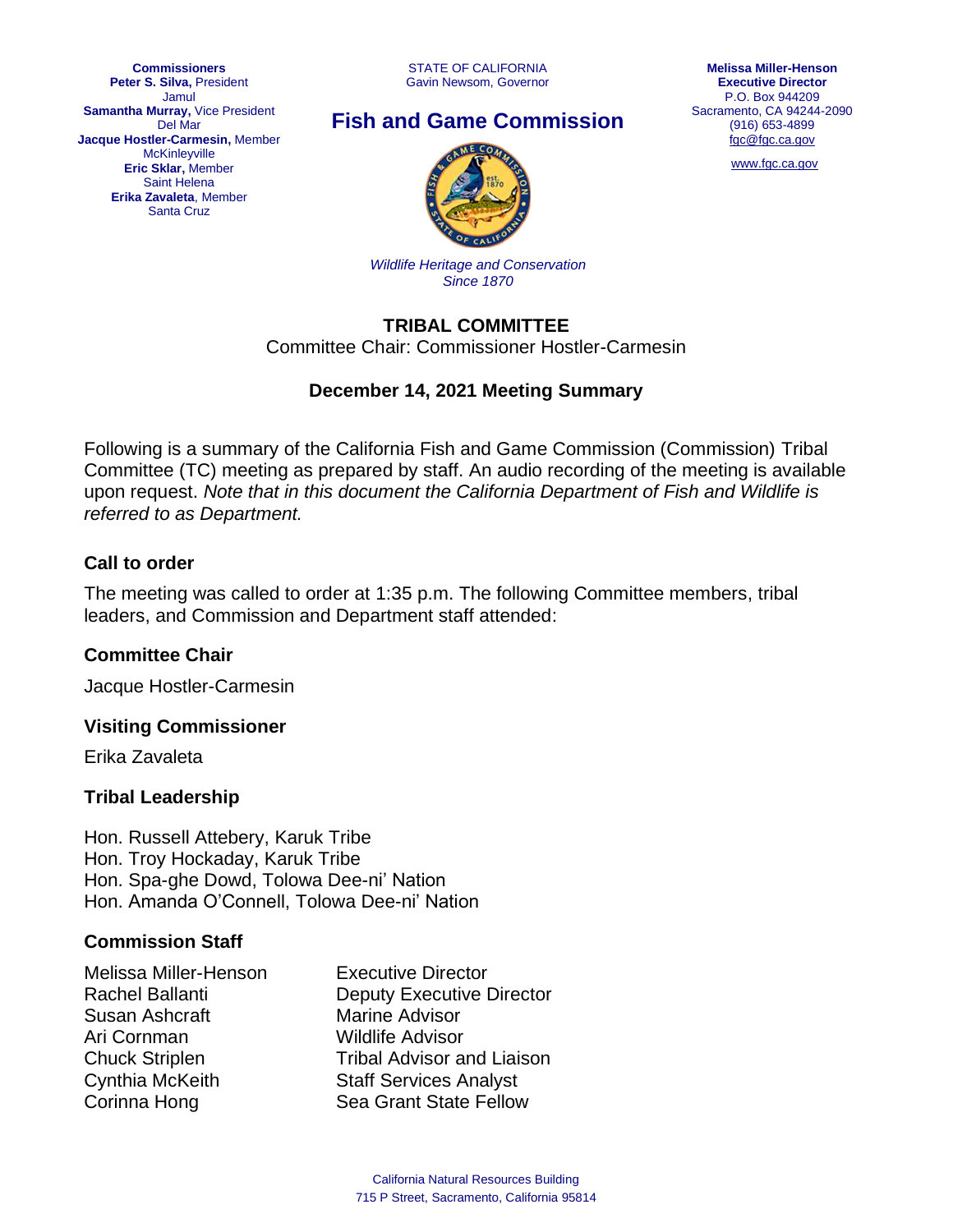**Commissioners**
**Peter S. Silva,** President
Jamul
**Samantha Murray,** Vice President
Del Mar
**Jacque Hostler-Carmesin,** Member
McKinleyville
**Eric Sklar,** Member
Saint Helena
**Erika Zavaleta**, Member
Santa Cruz

STATE OF CALIFORNIA
Gavin Newsom, Governor

## Fish and Game Commission

*Wildlife Heritage and Conservation*
*Since 1870*

**Melissa Miller-Henson**
**Executive Director**
P.O. Box 944209
Sacramento, CA 94244-2090
(916) 653-4899
fgc@fgc.ca.gov
www.fgc.ca.gov

# TRIBAL COMMITTEE

Committee Chair: Commissioner Hostler-Carmesin

## December 14, 2021 Meeting Summary

Following is a summary of the California Fish and Game Commission (Commission) Tribal Committee (TC) meeting as prepared by staff. An audio recording of the meeting is available upon request. *Note that in this document the California Department of Fish and Wildlife is referred to as Department.*

### Call to order

The meeting was called to order at 1:35 p.m. The following Committee members, tribal leaders, and Commission and Department staff attended:

### Committee Chair

Jacque Hostler-Carmesin

### Visiting Commissioner

Erika Zavaleta

### Tribal Leadership

Hon. Russell Attebery, Karuk Tribe
Hon. Troy Hockaday, Karuk Tribe
Hon. Spa-ghe Dowd, Tolowa Dee-ni' Nation
Hon. Amanda O'Connell, Tolowa Dee-ni' Nation

### Commission Staff

| | |
|---|---|
| Melissa Miller-Henson | Executive Director |
| Rachel Ballanti | Deputy Executive Director |
| Susan Ashcraft | Marine Advisor |
| Ari Cornman | Wildlife Advisor |
| Chuck Striplen | Tribal Advisor and Liaison |
| Cynthia McKeith | Staff Services Analyst |
| Corinna Hong | Sea Grant State Fellow |

California Natural Resources Building
715 P Street, Sacramento, California 95814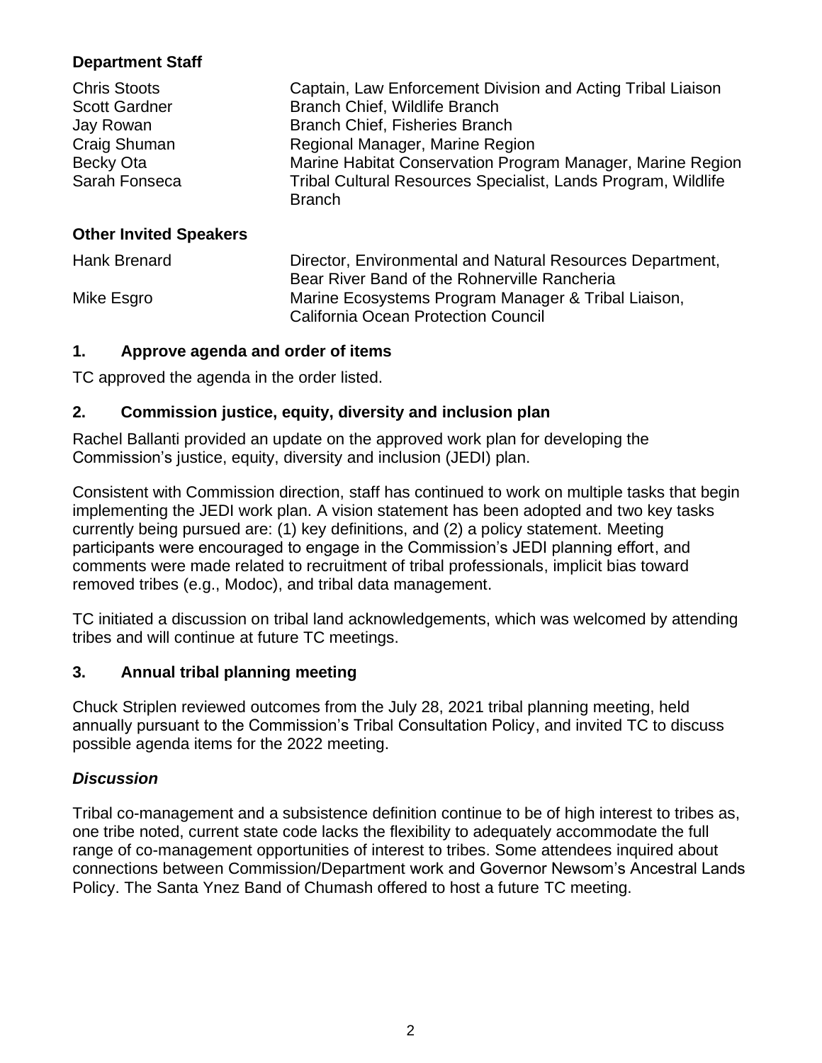### Department Staff

| | |
|---|---|
| Chris Stoots | Captain, Law Enforcement Division and Acting Tribal Liaison |
| Scott Gardner | Branch Chief, Wildlife Branch |
| Jay Rowan | Branch Chief, Fisheries Branch |
| Craig Shuman | Regional Manager, Marine Region |
| Becky Ota | Marine Habitat Conservation Program Manager, Marine Region |
| Sarah Fonseca | Tribal Cultural Resources Specialist, Lands Program, Wildlife Branch |

### Other Invited Speakers

| | |
|---|---|
| Hank Brenard | Director, Environmental and Natural Resources Department, Bear River Band of the Rohnerville Rancheria |
| Mike Esgro | Marine Ecosystems Program Manager & Tribal Liaison, California Ocean Protection Council |

## 1. Approve agenda and order of items

TC approved the agenda in the order listed.

## 2. Commission justice, equity, diversity and inclusion plan

Rachel Ballanti provided an update on the approved work plan for developing the Commission's justice, equity, diversity and inclusion (JEDI) plan.

Consistent with Commission direction, staff has continued to work on multiple tasks that begin implementing the JEDI work plan. A vision statement has been adopted and two key tasks currently being pursued are: (1) key definitions, and (2) a policy statement. Meeting participants were encouraged to engage in the Commission's JEDI planning effort, and comments were made related to recruitment of tribal professionals, implicit bias toward removed tribes (e.g., Modoc), and tribal data management.

TC initiated a discussion on tribal land acknowledgements, which was welcomed by attending tribes and will continue at future TC meetings.

## 3. Annual tribal planning meeting

Chuck Striplen reviewed outcomes from the July 28, 2021 tribal planning meeting, held annually pursuant to the Commission's Tribal Consultation Policy, and invited TC to discuss possible agenda items for the 2022 meeting.

### *Discussion*

Tribal co-management and a subsistence definition continue to be of high interest to tribes as, one tribe noted, current state code lacks the flexibility to adequately accommodate the full range of co-management opportunities of interest to tribes. Some attendees inquired about connections between Commission/Department work and Governor Newsom's Ancestral Lands Policy. The Santa Ynez Band of Chumash offered to host a future TC meeting.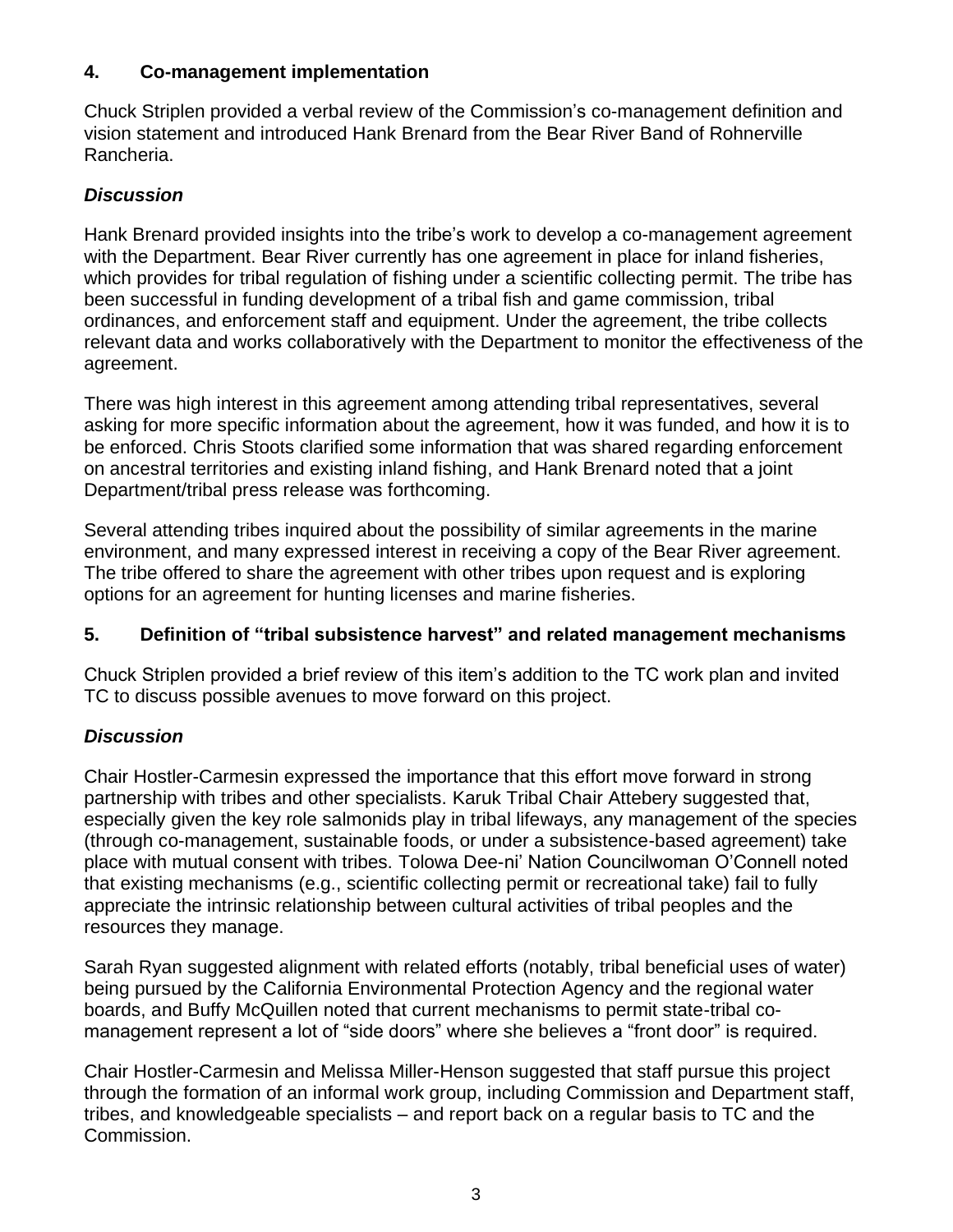## 4. Co-management implementation

Chuck Striplen provided a verbal review of the Commission's co-management definition and vision statement and introduced Hank Brenard from the Bear River Band of Rohnerville Rancheria.

### *Discussion*

Hank Brenard provided insights into the tribe's work to develop a co-management agreement with the Department. Bear River currently has one agreement in place for inland fisheries, which provides for tribal regulation of fishing under a scientific collecting permit. The tribe has been successful in funding development of a tribal fish and game commission, tribal ordinances, and enforcement staff and equipment. Under the agreement, the tribe collects relevant data and works collaboratively with the Department to monitor the effectiveness of the agreement.

There was high interest in this agreement among attending tribal representatives, several asking for more specific information about the agreement, how it was funded, and how it is to be enforced. Chris Stoots clarified some information that was shared regarding enforcement on ancestral territories and existing inland fishing, and Hank Brenard noted that a joint Department/tribal press release was forthcoming.

Several attending tribes inquired about the possibility of similar agreements in the marine environment, and many expressed interest in receiving a copy of the Bear River agreement. The tribe offered to share the agreement with other tribes upon request and is exploring options for an agreement for hunting licenses and marine fisheries.

## 5. Definition of "tribal subsistence harvest" and related management mechanisms

Chuck Striplen provided a brief review of this item's addition to the TC work plan and invited TC to discuss possible avenues to move forward on this project.

### *Discussion*

Chair Hostler-Carmesin expressed the importance that this effort move forward in strong partnership with tribes and other specialists. Karuk Tribal Chair Attebery suggested that, especially given the key role salmonids play in tribal lifeways, any management of the species (through co-management, sustainable foods, or under a subsistence-based agreement) take place with mutual consent with tribes. Tolowa Dee-ni' Nation Councilwoman O'Connell noted that existing mechanisms (e.g., scientific collecting permit or recreational take) fail to fully appreciate the intrinsic relationship between cultural activities of tribal peoples and the resources they manage.

Sarah Ryan suggested alignment with related efforts (notably, tribal beneficial uses of water) being pursued by the California Environmental Protection Agency and the regional water boards, and Buffy McQuillen noted that current mechanisms to permit state-tribal co-management represent a lot of "side doors" where she believes a "front door" is required.

Chair Hostler-Carmesin and Melissa Miller-Henson suggested that staff pursue this project through the formation of an informal work group, including Commission and Department staff, tribes, and knowledgeable specialists – and report back on a regular basis to TC and the Commission.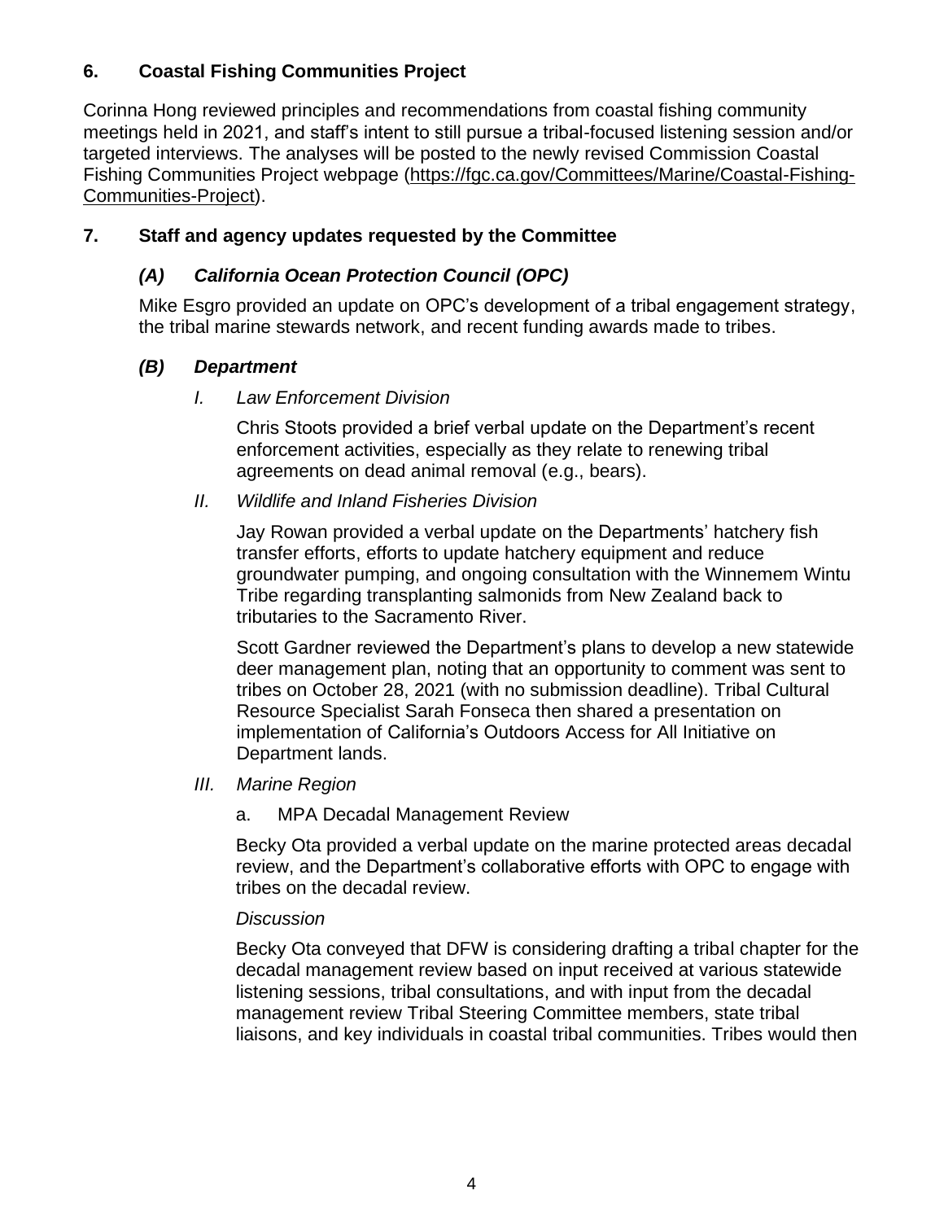## 6. Coastal Fishing Communities Project

Corinna Hong reviewed principles and recommendations from coastal fishing community meetings held in 2021, and staff's intent to still pursue a tribal-focused listening session and/or targeted interviews. The analyses will be posted to the newly revised Commission Coastal Fishing Communities Project webpage (https://fgc.ca.gov/Committees/Marine/Coastal-Fishing-Communities-Project).

## 7. Staff and agency updates requested by the Committee

### *(A) California Ocean Protection Council (OPC)*

Mike Esgro provided an update on OPC's development of a tribal engagement strategy, the tribal marine stewards network, and recent funding awards made to tribes.

### *(B) Department*

*I. Law Enforcement Division*

Chris Stoots provided a brief verbal update on the Department's recent enforcement activities, especially as they relate to renewing tribal agreements on dead animal removal (e.g., bears).

*II. Wildlife and Inland Fisheries Division*

Jay Rowan provided a verbal update on the Departments' hatchery fish transfer efforts, efforts to update hatchery equipment and reduce groundwater pumping, and ongoing consultation with the Winnemem Wintu Tribe regarding transplanting salmonids from New Zealand back to tributaries to the Sacramento River.

Scott Gardner reviewed the Department's plans to develop a new statewide deer management plan, noting that an opportunity to comment was sent to tribes on October 28, 2021 (with no submission deadline). Tribal Cultural Resource Specialist Sarah Fonseca then shared a presentation on implementation of California's Outdoors Access for All Initiative on Department lands.

*III. Marine Region*

a. MPA Decadal Management Review

Becky Ota provided a verbal update on the marine protected areas decadal review, and the Department's collaborative efforts with OPC to engage with tribes on the decadal review.

*Discussion*

Becky Ota conveyed that DFW is considering drafting a tribal chapter for the decadal management review based on input received at various statewide listening sessions, tribal consultations, and with input from the decadal management review Tribal Steering Committee members, state tribal liaisons, and key individuals in coastal tribal communities. Tribes would then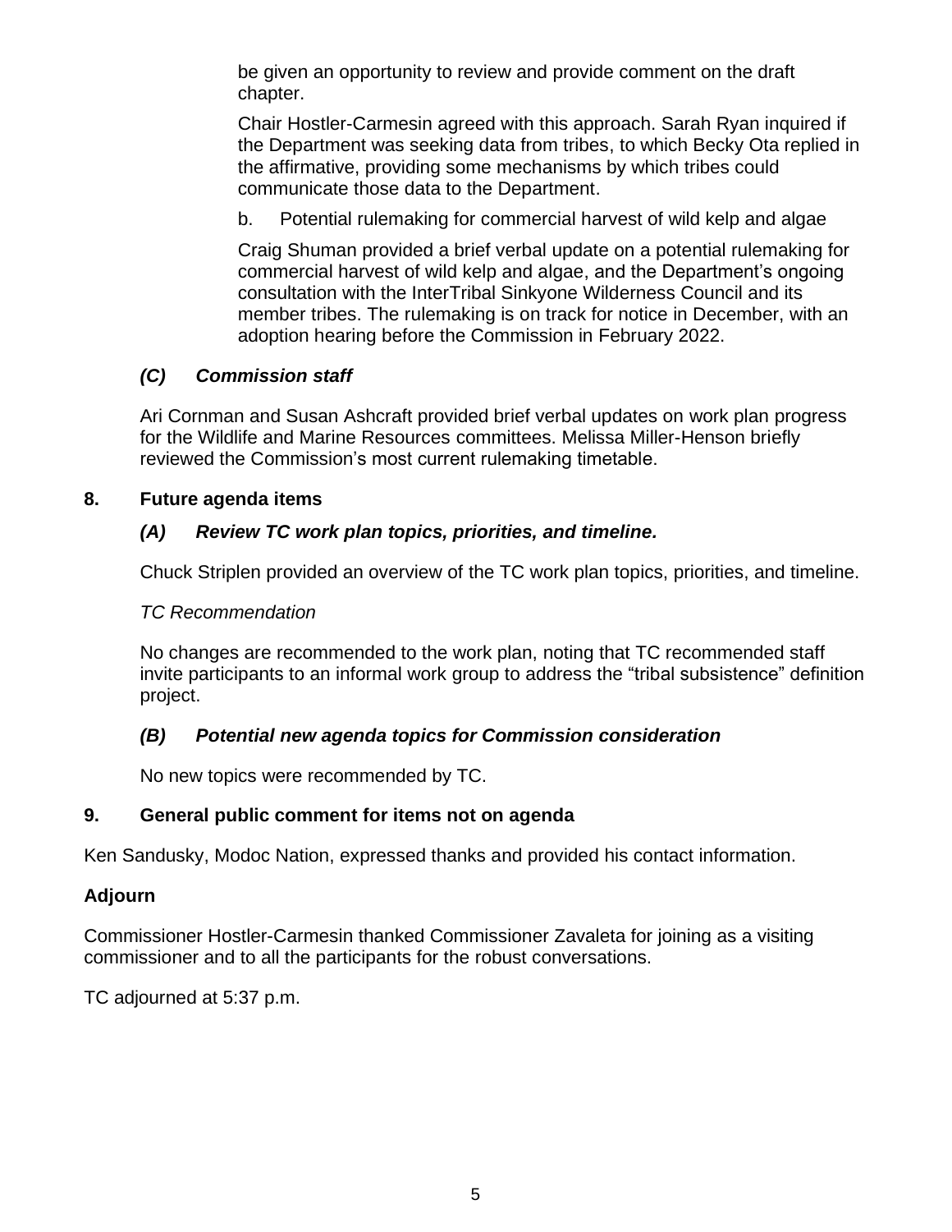be given an opportunity to review and provide comment on the draft chapter.

Chair Hostler-Carmesin agreed with this approach. Sarah Ryan inquired if the Department was seeking data from tribes, to which Becky Ota replied in the affirmative, providing some mechanisms by which tribes could communicate those data to the Department.

b. Potential rulemaking for commercial harvest of wild kelp and algae

Craig Shuman provided a brief verbal update on a potential rulemaking for commercial harvest of wild kelp and algae, and the Department's ongoing consultation with the InterTribal Sinkyone Wilderness Council and its member tribes. The rulemaking is on track for notice in December, with an adoption hearing before the Commission in February 2022.

### *(C) Commission staff*

Ari Cornman and Susan Ashcraft provided brief verbal updates on work plan progress for the Wildlife and Marine Resources committees. Melissa Miller-Henson briefly reviewed the Commission's most current rulemaking timetable.

## 8. Future agenda items

### *(A) Review TC work plan topics, priorities, and timeline.*

Chuck Striplen provided an overview of the TC work plan topics, priorities, and timeline.

*TC Recommendation*

No changes are recommended to the work plan, noting that TC recommended staff invite participants to an informal work group to address the "tribal subsistence" definition project.

### *(B) Potential new agenda topics for Commission consideration*

No new topics were recommended by TC.

## 9. General public comment for items not on agenda

Ken Sandusky, Modoc Nation, expressed thanks and provided his contact information.

## Adjourn

Commissioner Hostler-Carmesin thanked Commissioner Zavaleta for joining as a visiting commissioner and to all the participants for the robust conversations.

TC adjourned at 5:37 p.m.